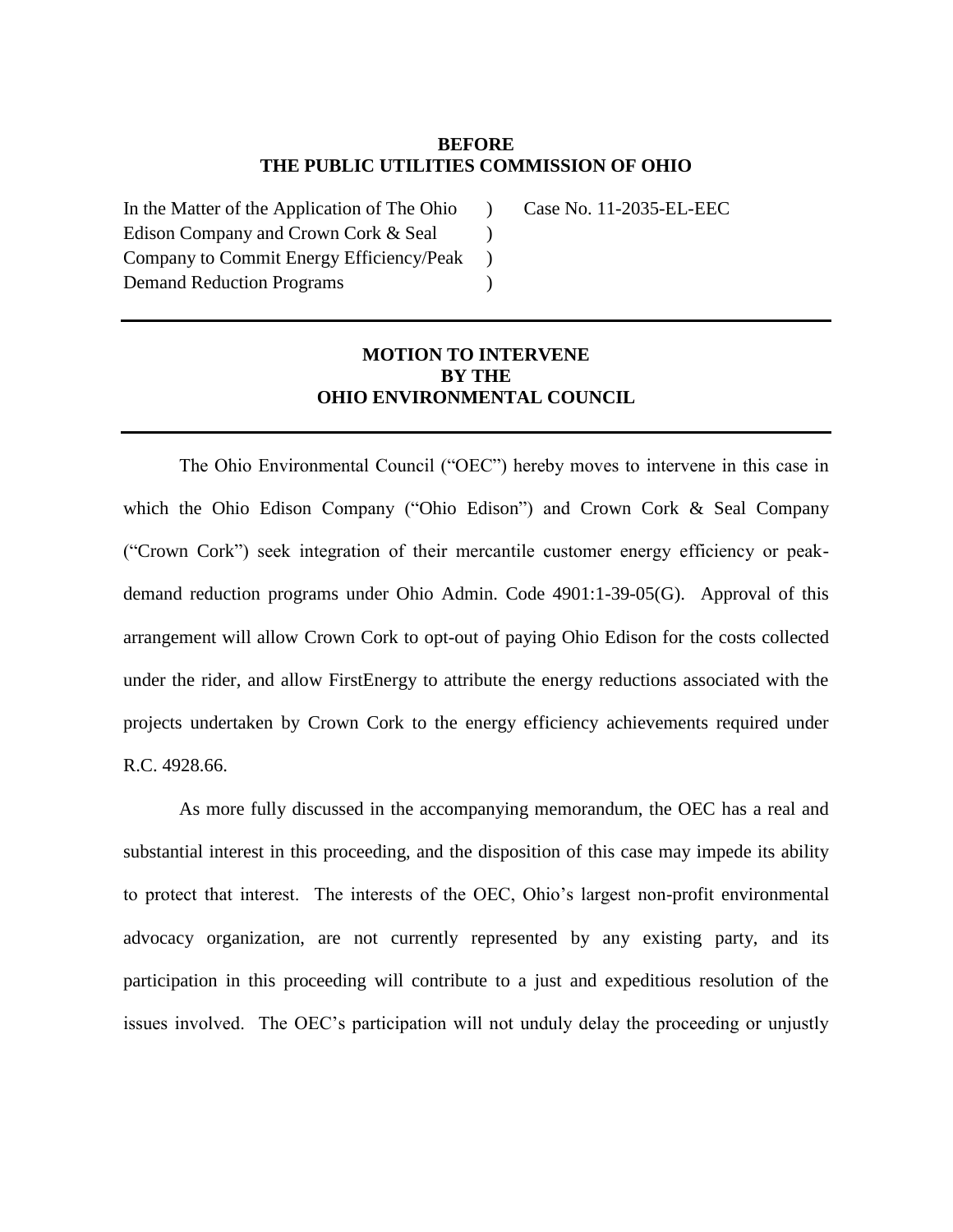**BEFORE**
**THE PUBLIC UTILITIES COMMISSION OF OHIO**

| | | |
|---|---|---|
| In the Matter of the Application of The Ohio Edison Company and Crown Cork & Seal Company to Commit Energy Efficiency/Peak Demand Reduction Programs | ) ) ) ) | Case No. 11-2035-EL-EEC |

---

## MOTION TO INTERVENE BY THE OHIO ENVIRONMENTAL COUNCIL

---

The Ohio Environmental Council ("OEC") hereby moves to intervene in this case in which the Ohio Edison Company ("Ohio Edison") and Crown Cork & Seal Company ("Crown Cork") seek integration of their mercantile customer energy efficiency or peak-demand reduction programs under Ohio Admin. Code 4901:1-39-05(G). Approval of this arrangement will allow Crown Cork to opt-out of paying Ohio Edison for the costs collected under the rider, and allow FirstEnergy to attribute the energy reductions associated with the projects undertaken by Crown Cork to the energy efficiency achievements required under R.C. 4928.66.

As more fully discussed in the accompanying memorandum, the OEC has a real and substantial interest in this proceeding, and the disposition of this case may impede its ability to protect that interest. The interests of the OEC, Ohio's largest non-profit environmental advocacy organization, are not currently represented by any existing party, and its participation in this proceeding will contribute to a just and expeditious resolution of the issues involved. The OEC's participation will not unduly delay the proceeding or unjustly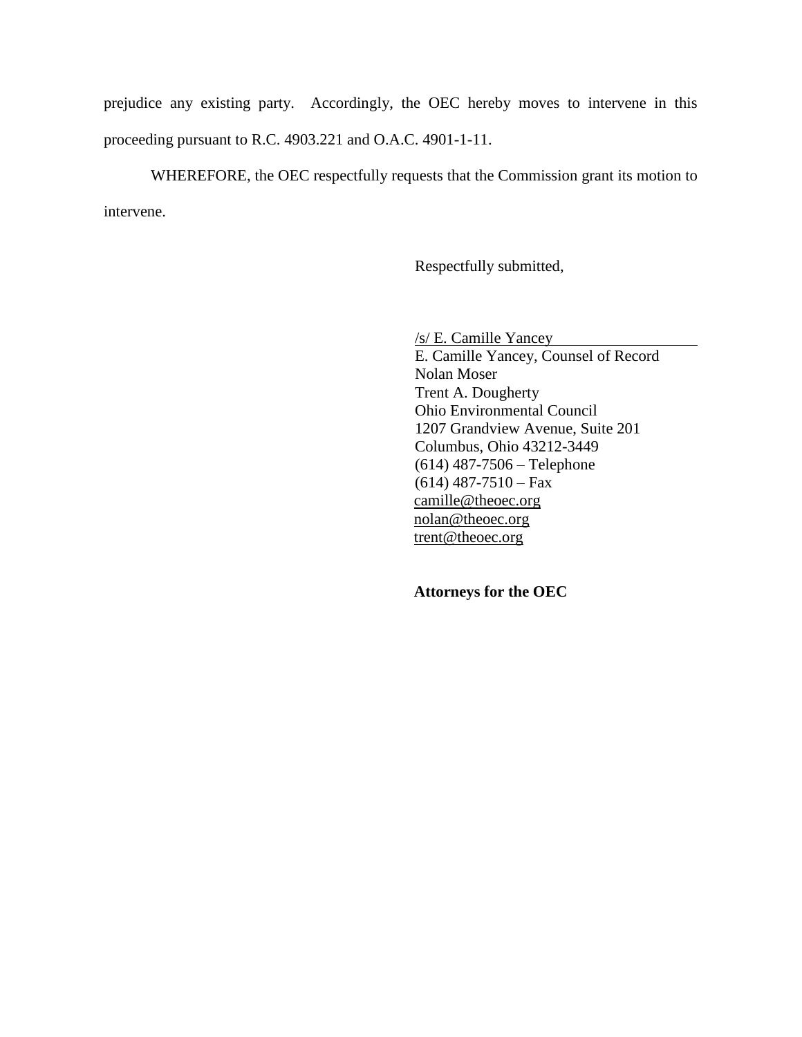prejudice any existing party. Accordingly, the OEC hereby moves to intervene in this proceeding pursuant to R.C. 4903.221 and O.A.C. 4901-1-11.

WHEREFORE, the OEC respectfully requests that the Commission grant its motion to intervene.

Respectfully submitted,

/s/ E. Camille Yancey
E. Camille Yancey, Counsel of Record
Nolan Moser
Trent A. Dougherty
Ohio Environmental Council
1207 Grandview Avenue, Suite 201
Columbus, Ohio 43212-3449
(614) 487-7506 – Telephone
(614) 487-7510 – Fax
camille@theoec.org
nolan@theoec.org
trent@theoec.org

**Attorneys for the OEC**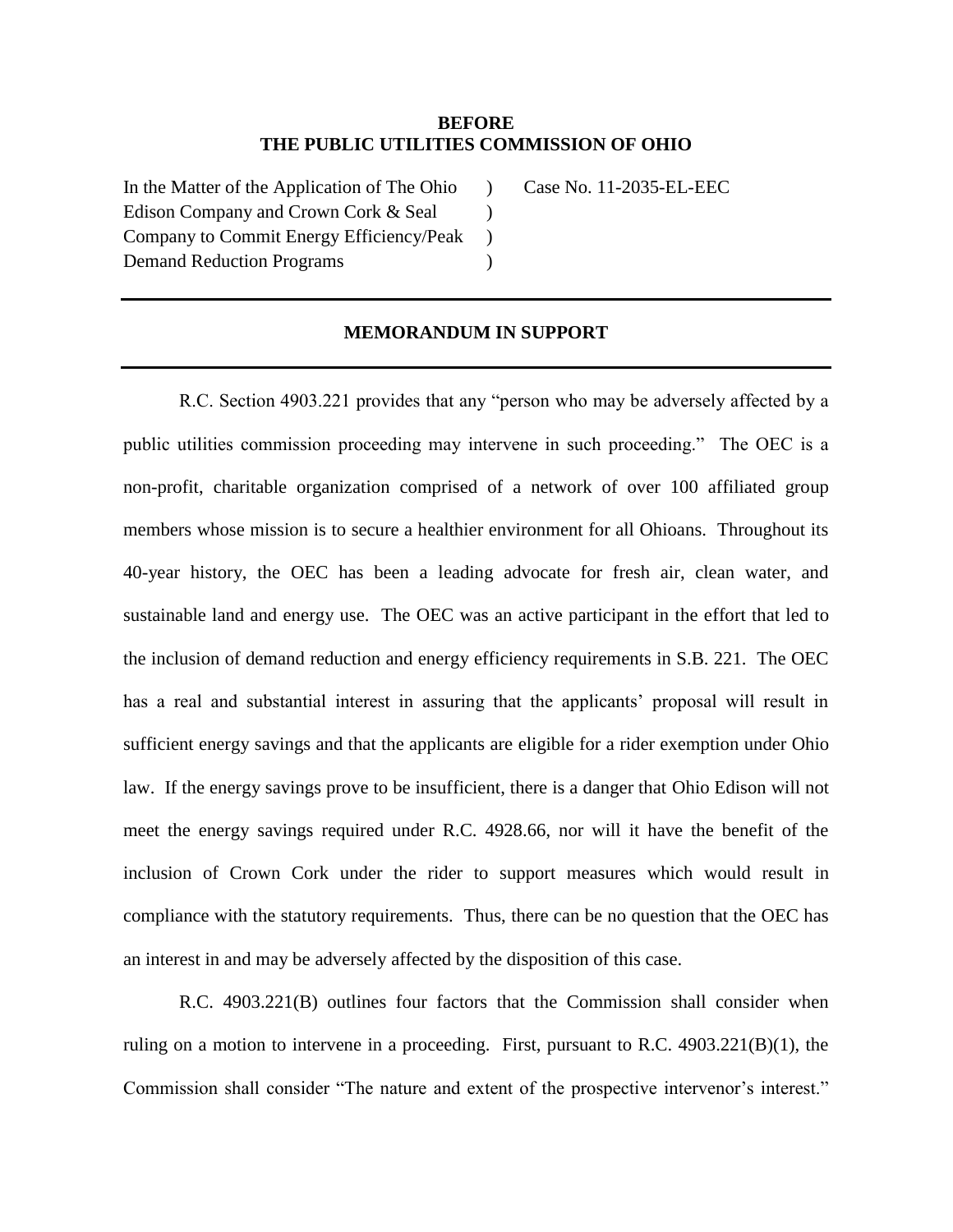**BEFORE**
**THE PUBLIC UTILITIES COMMISSION OF OHIO**

| | | |
|---|---|---|
| In the Matter of the Application of The Ohio Edison Company and Crown Cork & Seal Company to Commit Energy Efficiency/Peak Demand Reduction Programs | ) ) ) ) | Case No. 11-2035-EL-EEC |

## MEMORANDUM IN SUPPORT

R.C. Section 4903.221 provides that any "person who may be adversely affected by a public utilities commission proceeding may intervene in such proceeding." The OEC is a non-profit, charitable organization comprised of a network of over 100 affiliated group members whose mission is to secure a healthier environment for all Ohioans. Throughout its 40-year history, the OEC has been a leading advocate for fresh air, clean water, and sustainable land and energy use. The OEC was an active participant in the effort that led to the inclusion of demand reduction and energy efficiency requirements in S.B. 221. The OEC has a real and substantial interest in assuring that the applicants' proposal will result in sufficient energy savings and that the applicants are eligible for a rider exemption under Ohio law. If the energy savings prove to be insufficient, there is a danger that Ohio Edison will not meet the energy savings required under R.C. 4928.66, nor will it have the benefit of the inclusion of Crown Cork under the rider to support measures which would result in compliance with the statutory requirements. Thus, there can be no question that the OEC has an interest in and may be adversely affected by the disposition of this case.

R.C. 4903.221(B) outlines four factors that the Commission shall consider when ruling on a motion to intervene in a proceeding. First, pursuant to R.C. 4903.221(B)(1), the Commission shall consider "The nature and extent of the prospective intervenor's interest."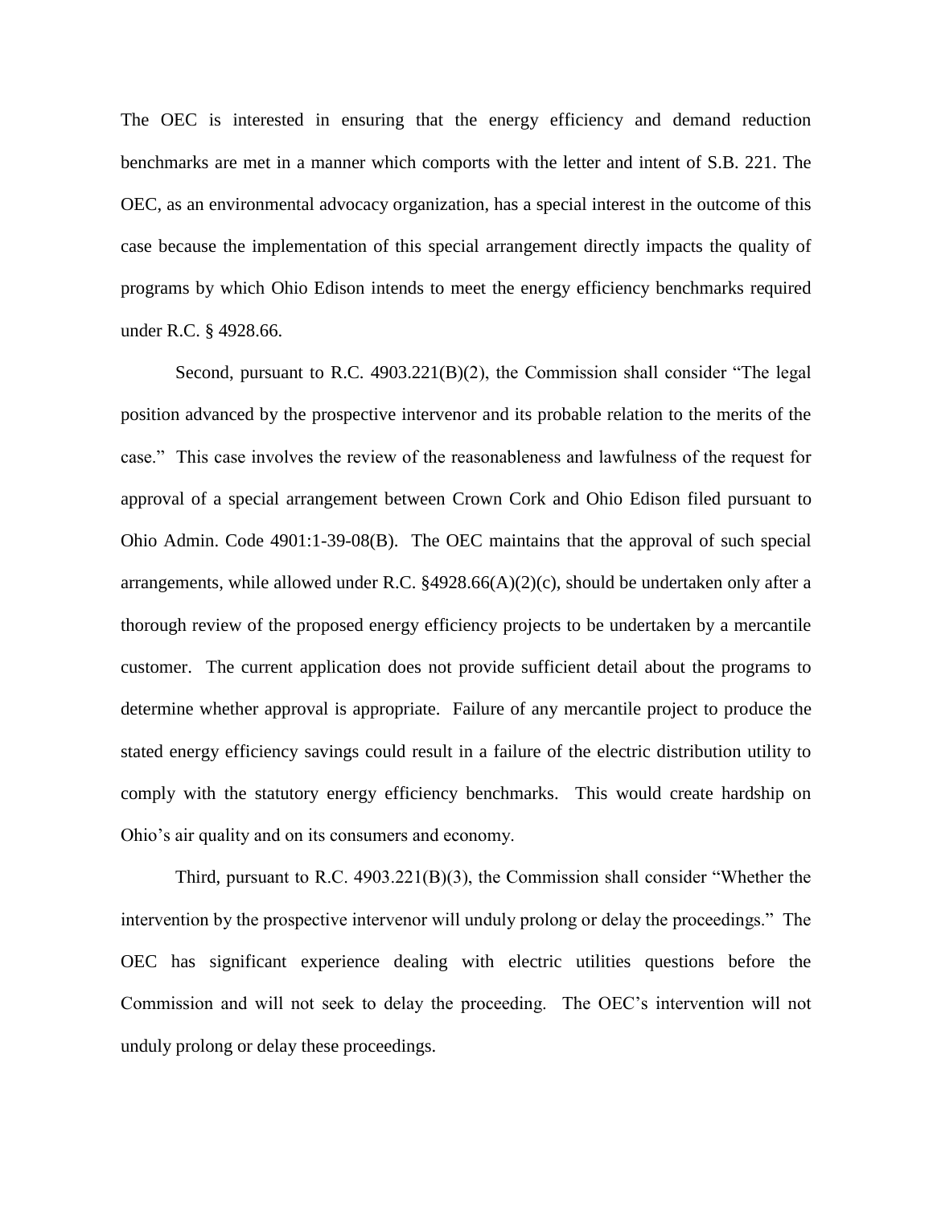The OEC is interested in ensuring that the energy efficiency and demand reduction benchmarks are met in a manner which comports with the letter and intent of S.B. 221. The OEC, as an environmental advocacy organization, has a special interest in the outcome of this case because the implementation of this special arrangement directly impacts the quality of programs by which Ohio Edison intends to meet the energy efficiency benchmarks required under R.C. § 4928.66.

Second, pursuant to R.C. 4903.221(B)(2), the Commission shall consider "The legal position advanced by the prospective intervenor and its probable relation to the merits of the case." This case involves the review of the reasonableness and lawfulness of the request for approval of a special arrangement between Crown Cork and Ohio Edison filed pursuant to Ohio Admin. Code 4901:1-39-08(B). The OEC maintains that the approval of such special arrangements, while allowed under R.C. §4928.66(A)(2)(c), should be undertaken only after a thorough review of the proposed energy efficiency projects to be undertaken by a mercantile customer. The current application does not provide sufficient detail about the programs to determine whether approval is appropriate. Failure of any mercantile project to produce the stated energy efficiency savings could result in a failure of the electric distribution utility to comply with the statutory energy efficiency benchmarks. This would create hardship on Ohio's air quality and on its consumers and economy.

Third, pursuant to R.C. 4903.221(B)(3), the Commission shall consider "Whether the intervention by the prospective intervenor will unduly prolong or delay the proceedings." The OEC has significant experience dealing with electric utilities questions before the Commission and will not seek to delay the proceeding. The OEC's intervention will not unduly prolong or delay these proceedings.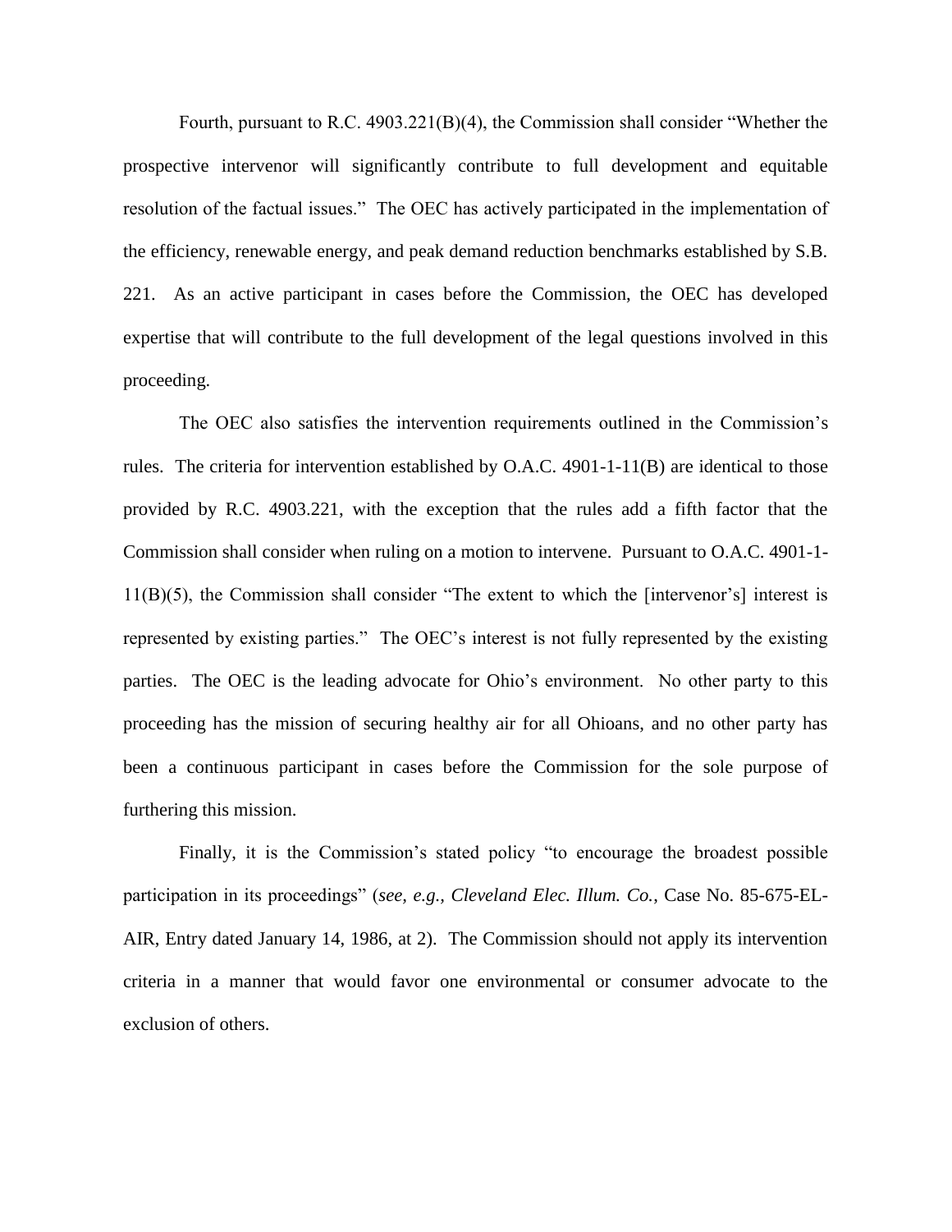Fourth, pursuant to R.C. 4903.221(B)(4), the Commission shall consider "Whether the prospective intervenor will significantly contribute to full development and equitable resolution of the factual issues." The OEC has actively participated in the implementation of the efficiency, renewable energy, and peak demand reduction benchmarks established by S.B. 221. As an active participant in cases before the Commission, the OEC has developed expertise that will contribute to the full development of the legal questions involved in this proceeding.

The OEC also satisfies the intervention requirements outlined in the Commission's rules. The criteria for intervention established by O.A.C. 4901-1-11(B) are identical to those provided by R.C. 4903.221, with the exception that the rules add a fifth factor that the Commission shall consider when ruling on a motion to intervene. Pursuant to O.A.C. 4901-1-11(B)(5), the Commission shall consider "The extent to which the [intervenor's] interest is represented by existing parties." The OEC's interest is not fully represented by the existing parties. The OEC is the leading advocate for Ohio's environment. No other party to this proceeding has the mission of securing healthy air for all Ohioans, and no other party has been a continuous participant in cases before the Commission for the sole purpose of furthering this mission.

Finally, it is the Commission's stated policy "to encourage the broadest possible participation in its proceedings" (*see, e.g., Cleveland Elec. Illum. Co.*, Case No. 85-675-EL-AIR, Entry dated January 14, 1986, at 2). The Commission should not apply its intervention criteria in a manner that would favor one environmental or consumer advocate to the exclusion of others.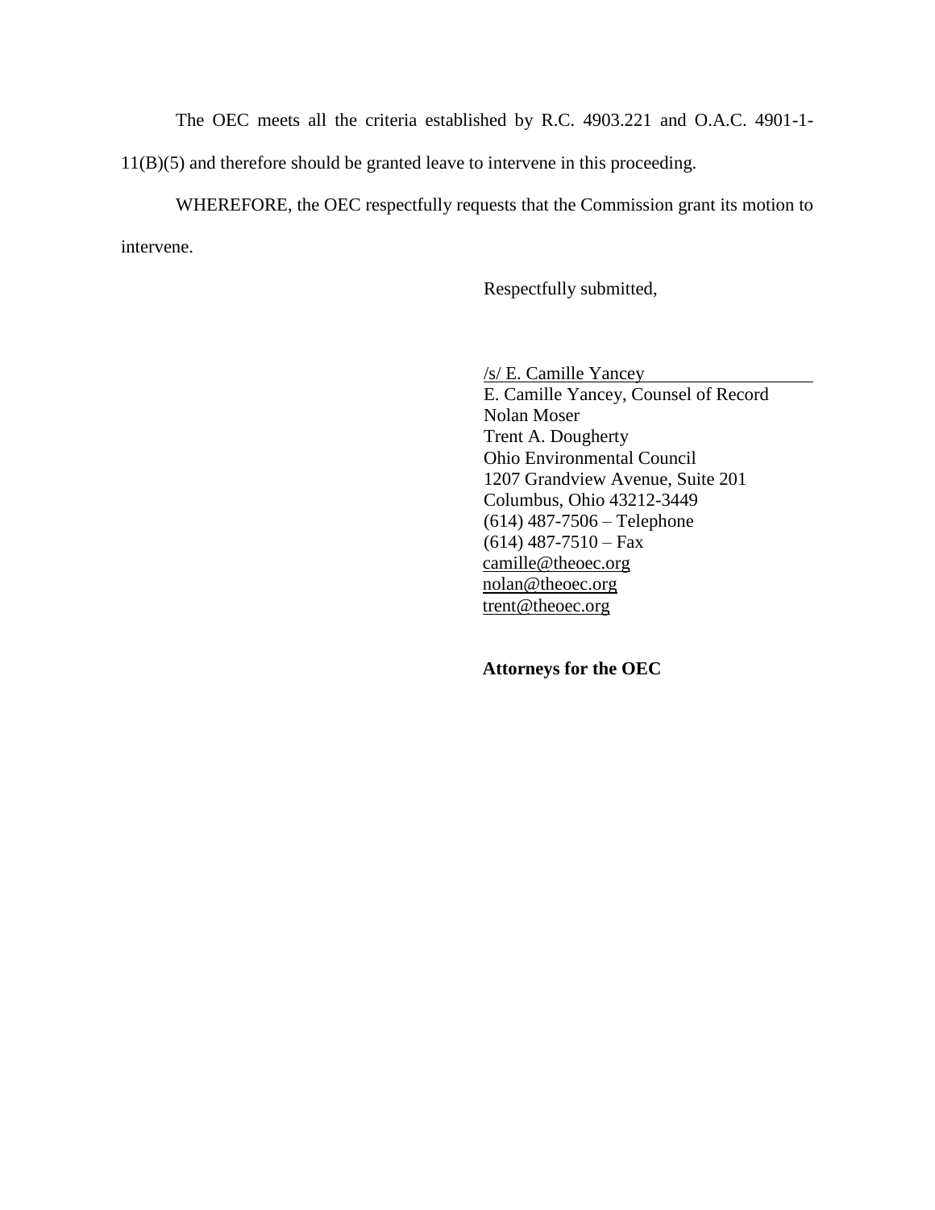The OEC meets all the criteria established by R.C. 4903.221 and O.A.C. 4901-1-11(B)(5) and therefore should be granted leave to intervene in this proceeding.

WHEREFORE, the OEC respectfully requests that the Commission grant its motion to intervene.

Respectfully submitted,

/s/ E. Camille Yancey
E. Camille Yancey, Counsel of Record
Nolan Moser
Trent A. Dougherty
Ohio Environmental Council
1207 Grandview Avenue, Suite 201
Columbus, Ohio 43212-3449
(614) 487-7506 – Telephone
(614) 487-7510 – Fax
camille@theoec.org
nolan@theoec.org
trent@theoec.org

**Attorneys for the OEC**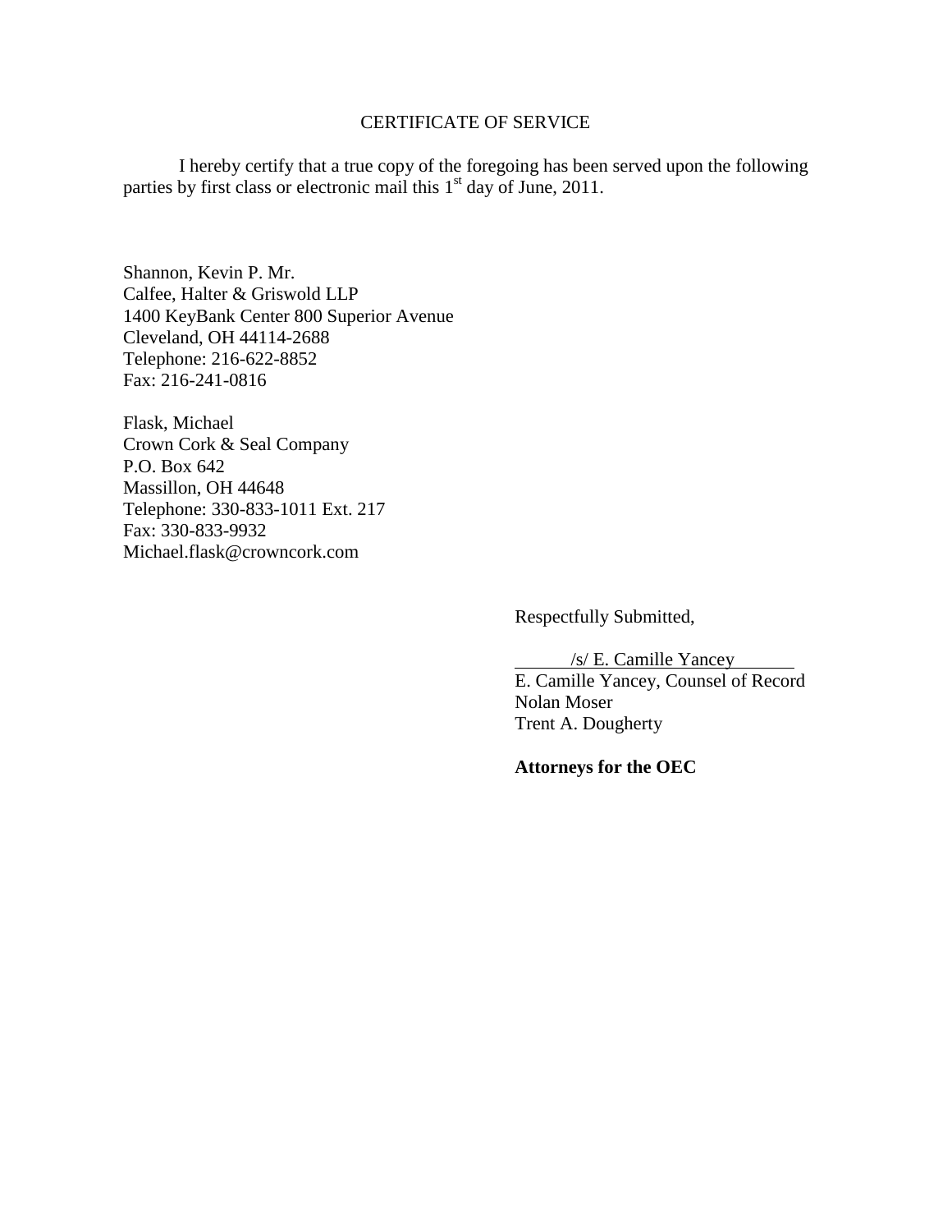## CERTIFICATE OF SERVICE

I hereby certify that a true copy of the foregoing has been served upon the following parties by first class or electronic mail this 1st day of June, 2011.

Shannon, Kevin P. Mr.
Calfee, Halter & Griswold LLP
1400 KeyBank Center 800 Superior Avenue
Cleveland, OH 44114-2688
Telephone: 216-622-8852
Fax: 216-241-0816

Flask, Michael
Crown Cork & Seal Company
P.O. Box 642
Massillon, OH 44648
Telephone: 330-833-1011 Ext. 217
Fax: 330-833-9932
Michael.flask@crowncork.com

Respectfully Submitted,

/s/ E. Camille Yancey
E. Camille Yancey, Counsel of Record
Nolan Moser
Trent A. Dougherty

**Attorneys for the OEC**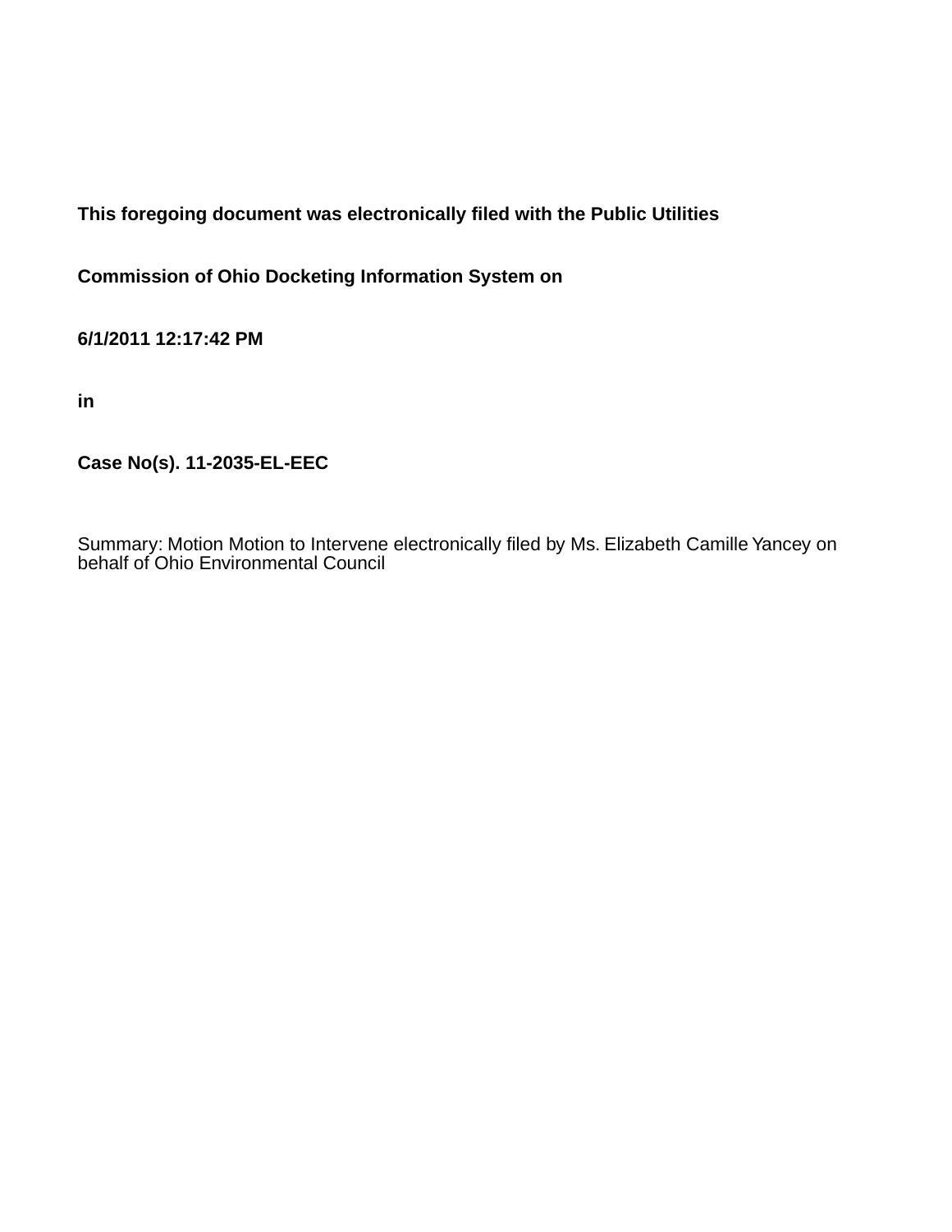**This foregoing document was electronically filed with the Public Utilities**

**Commission of Ohio Docketing Information System on**

**6/1/2011 12:17:42 PM**

**in**

**Case No(s). 11-2035-EL-EEC**

Summary: Motion Motion to Intervene electronically filed by Ms. Elizabeth Camille Yancey on behalf of Ohio Environmental Council